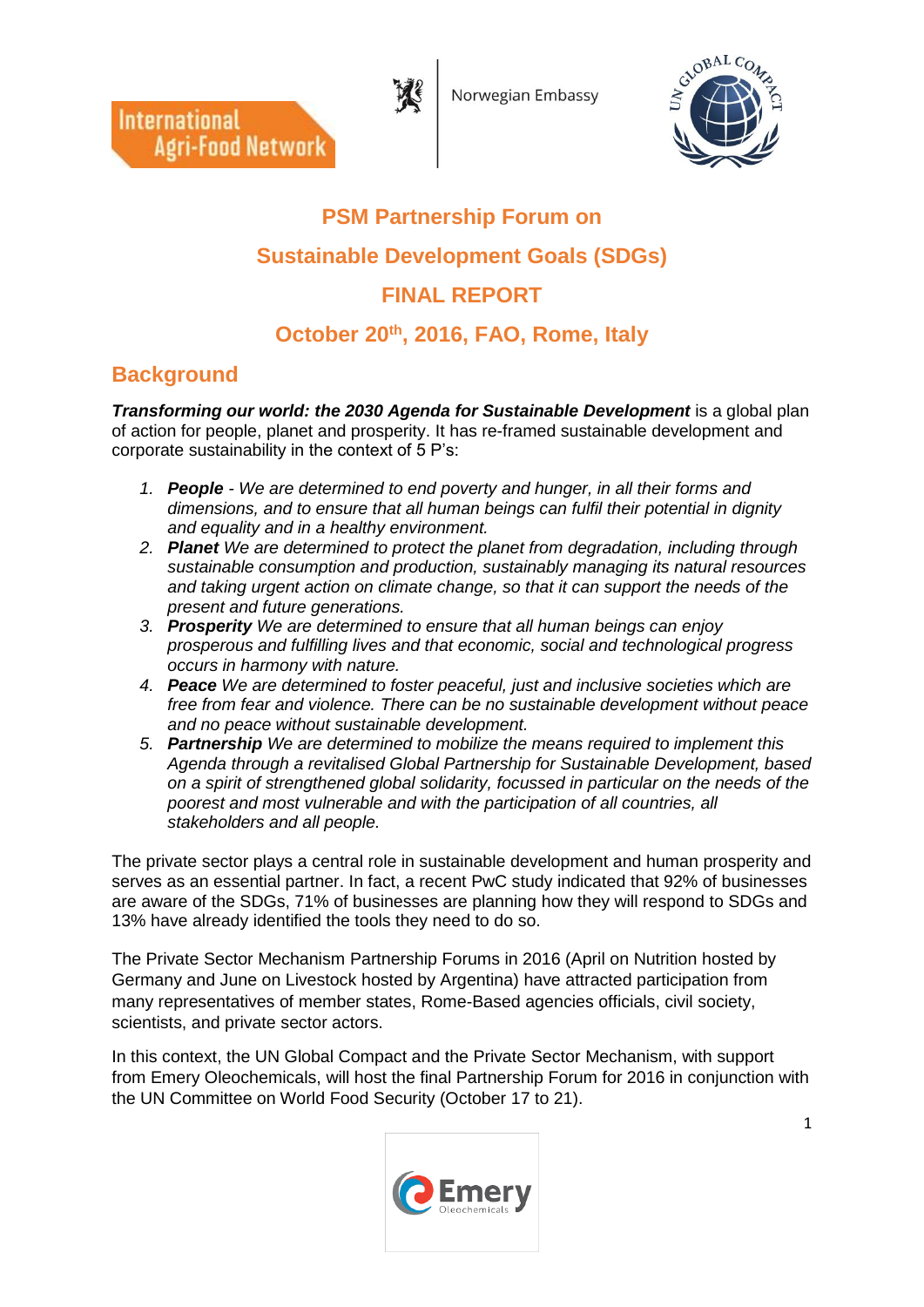International Agri-Food Network

Norwegian Embassy

# PSM Partnership Forum on

# Sustainable Development Goals (SDGs)

# FINAL REPORT

# October 20th, 2016, FAO, Rome, Italy

## Background

***Transforming our world: the 2030 Agenda for Sustainable Development*** is a global plan of action for people, planet and prosperity. It has re-framed sustainable development and corporate sustainability in the context of 5 P's:

1. ***People*** *- We are determined to end poverty and hunger, in all their forms and dimensions, and to ensure that all human beings can fulfil their potential in dignity and equality and in a healthy environment.*
2. ***Planet*** *We are determined to protect the planet from degradation, including through sustainable consumption and production, sustainably managing its natural resources and taking urgent action on climate change, so that it can support the needs of the present and future generations.*
3. ***Prosperity*** *We are determined to ensure that all human beings can enjoy prosperous and fulfilling lives and that economic, social and technological progress occurs in harmony with nature.*
4. ***Peace*** *We are determined to foster peaceful, just and inclusive societies which are free from fear and violence. There can be no sustainable development without peace and no peace without sustainable development.*
5. ***Partnership*** *We are determined to mobilize the means required to implement this Agenda through a revitalised Global Partnership for Sustainable Development, based on a spirit of strengthened global solidarity, focussed in particular on the needs of the poorest and most vulnerable and with the participation of all countries, all stakeholders and all people.*

The private sector plays a central role in sustainable development and human prosperity and serves as an essential partner. In fact, a recent PwC study indicated that 92% of businesses are aware of the SDGs, 71% of businesses are planning how they will respond to SDGs and 13% have already identified the tools they need to do so.

The Private Sector Mechanism Partnership Forums in 2016 (April on Nutrition hosted by Germany and June on Livestock hosted by Argentina) have attracted participation from many representatives of member states, Rome-Based agencies officials, civil society, scientists, and private sector actors.

In this context, the UN Global Compact and the Private Sector Mechanism, with support from Emery Oleochemicals, will host the final Partnership Forum for 2016 in conjunction with the UN Committee on World Food Security (October 17 to 21).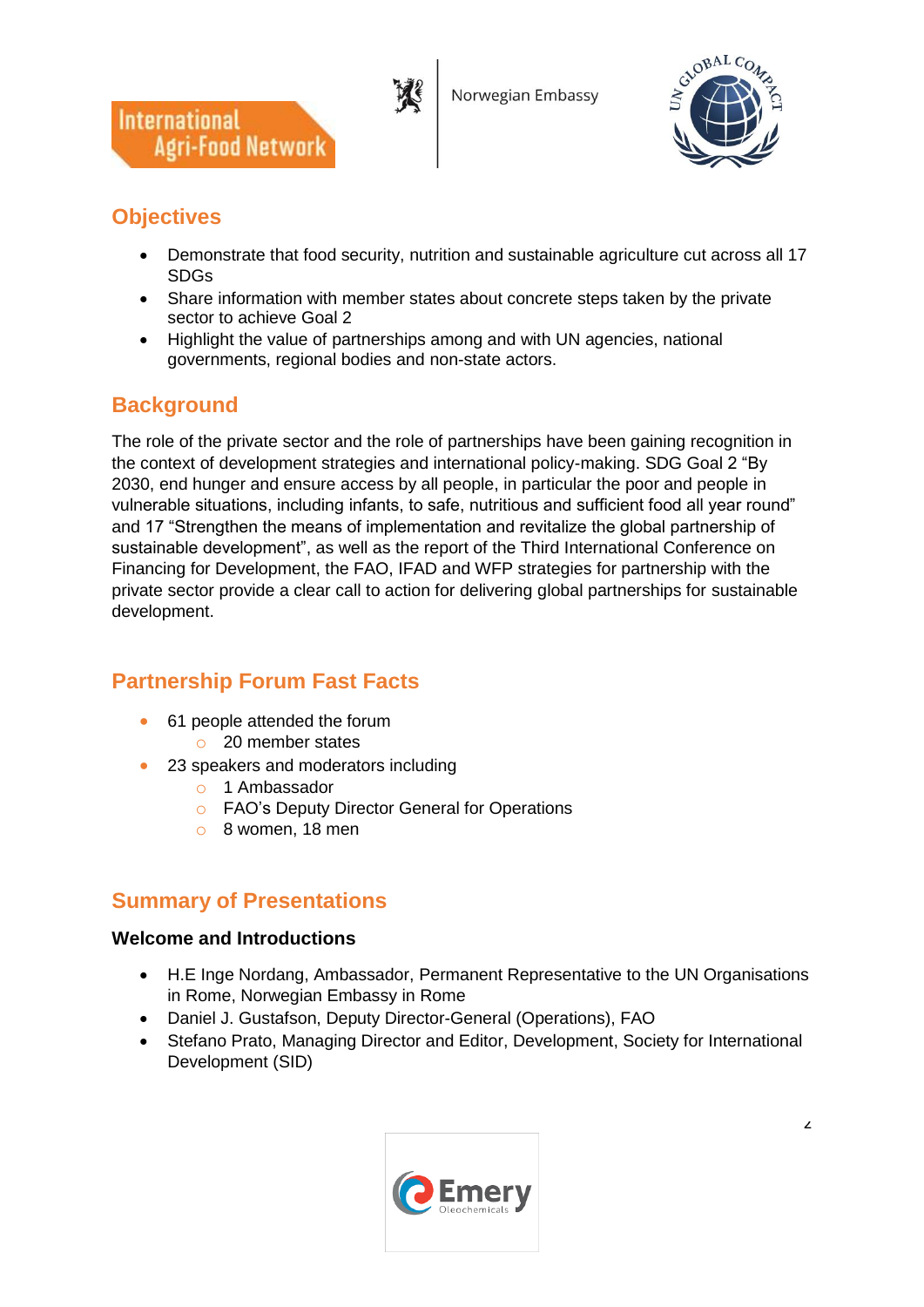## Objectives

- Demonstrate that food security, nutrition and sustainable agriculture cut across all 17 SDGs
- Share information with member states about concrete steps taken by the private sector to achieve Goal 2
- Highlight the value of partnerships among and with UN agencies, national governments, regional bodies and non-state actors.

## Background

The role of the private sector and the role of partnerships have been gaining recognition in the context of development strategies and international policy-making. SDG Goal 2 "By 2030, end hunger and ensure access by all people, in particular the poor and people in vulnerable situations, including infants, to safe, nutritious and sufficient food all year round" and 17 "Strengthen the means of implementation and revitalize the global partnership of sustainable development", as well as the report of the Third International Conference on Financing for Development, the FAO, IFAD and WFP strategies for partnership with the private sector provide a clear call to action for delivering global partnerships for sustainable development.

## Partnership Forum Fast Facts

- 61 people attended the forum
  - 20 member states
- 23 speakers and moderators including
  - 1 Ambassador
  - FAO's Deputy Director General for Operations
  - 8 women, 18 men

## Summary of Presentations

### Welcome and Introductions

- H.E Inge Nordang, Ambassador, Permanent Representative to the UN Organisations in Rome, Norwegian Embassy in Rome
- Daniel J. Gustafson, Deputy Director-General (Operations), FAO
- Stefano Prato, Managing Director and Editor, Development, Society for International Development (SID)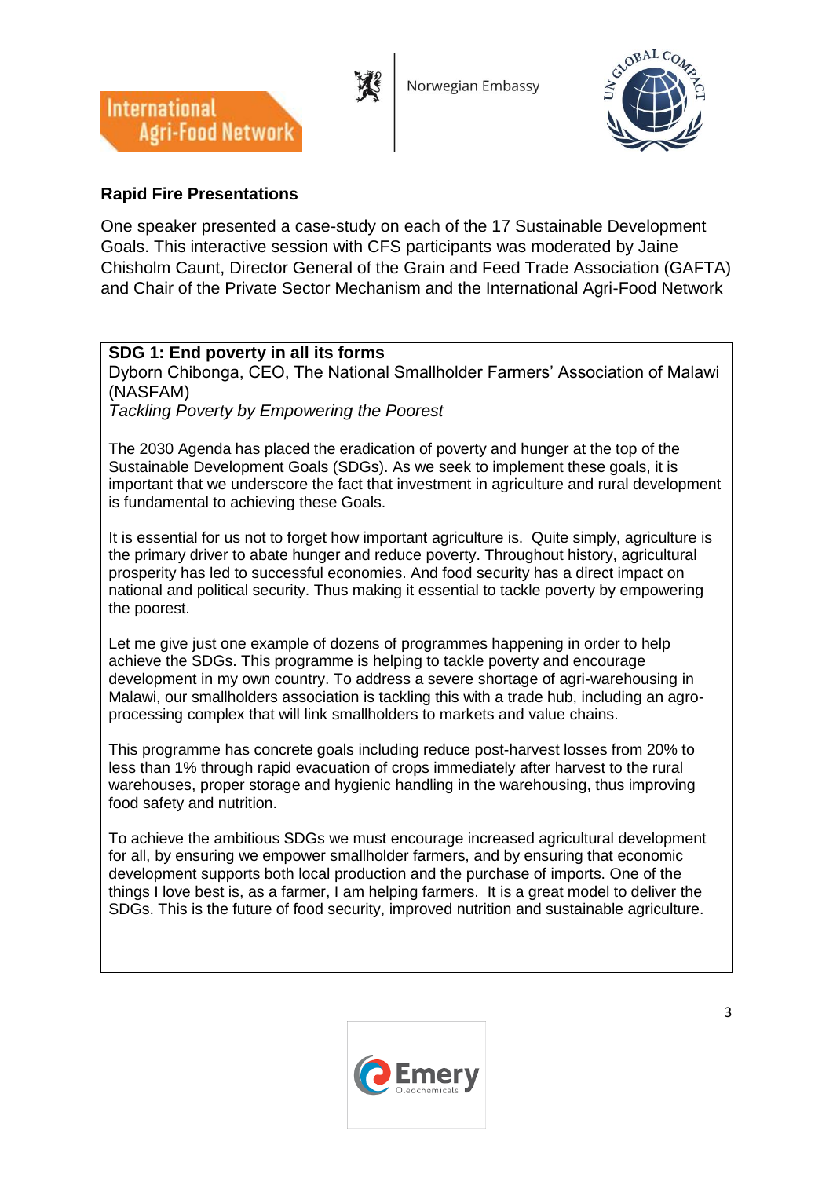## Rapid Fire Presentations

One speaker presented a case-study on each of the 17 Sustainable Development Goals. This interactive session with CFS participants was moderated by Jaine Chisholm Caunt, Director General of the Grain and Feed Trade Association (GAFTA) and Chair of the Private Sector Mechanism and the International Agri-Food Network

### SDG 1: End poverty in all its forms

Dyborn Chibonga, CEO, The National Smallholder Farmers' Association of Malawi (NASFAM)

*Tackling Poverty by Empowering the Poorest*

The 2030 Agenda has placed the eradication of poverty and hunger at the top of the Sustainable Development Goals (SDGs). As we seek to implement these goals, it is important that we underscore the fact that investment in agriculture and rural development is fundamental to achieving these Goals.

It is essential for us not to forget how important agriculture is. Quite simply, agriculture is the primary driver to abate hunger and reduce poverty. Throughout history, agricultural prosperity has led to successful economies. And food security has a direct impact on national and political security. Thus making it essential to tackle poverty by empowering the poorest.

Let me give just one example of dozens of programmes happening in order to help achieve the SDGs. This programme is helping to tackle poverty and encourage development in my own country. To address a severe shortage of agri-warehousing in Malawi, our smallholders association is tackling this with a trade hub, including an agro-processing complex that will link smallholders to markets and value chains.

This programme has concrete goals including reduce post-harvest losses from 20% to less than 1% through rapid evacuation of crops immediately after harvest to the rural warehouses, proper storage and hygienic handling in the warehousing, thus improving food safety and nutrition.

To achieve the ambitious SDGs we must encourage increased agricultural development for all, by ensuring we empower smallholder farmers, and by ensuring that economic development supports both local production and the purchase of imports. One of the things I love best is, as a farmer, I am helping farmers. It is a great model to deliver the SDGs. This is the future of food security, improved nutrition and sustainable agriculture.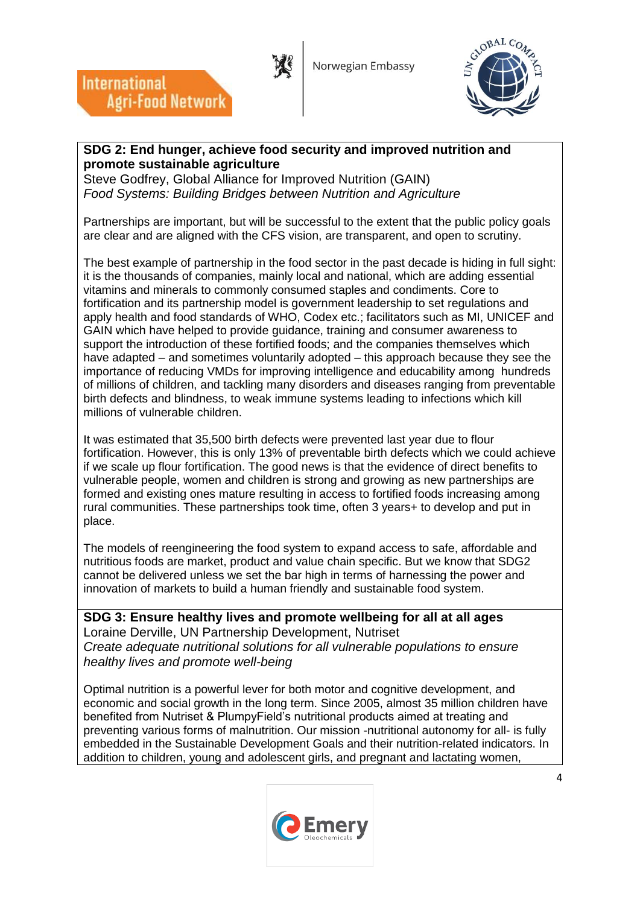**SDG 2: End hunger, achieve food security and improved nutrition and promote sustainable agriculture**
Steve Godfrey, Global Alliance for Improved Nutrition (GAIN)
*Food Systems: Building Bridges between Nutrition and Agriculture*

Partnerships are important, but will be successful to the extent that the public policy goals are clear and are aligned with the CFS vision, are transparent, and open to scrutiny.

The best example of partnership in the food sector in the past decade is hiding in full sight: it is the thousands of companies, mainly local and national, which are adding essential vitamins and minerals to commonly consumed staples and condiments. Core to fortification and its partnership model is government leadership to set regulations and apply health and food standards of WHO, Codex etc.; facilitators such as MI, UNICEF and GAIN which have helped to provide guidance, training and consumer awareness to support the introduction of these fortified foods; and the companies themselves which have adapted – and sometimes voluntarily adopted – this approach because they see the importance of reducing VMDs for improving intelligence and educability among hundreds of millions of children, and tackling many disorders and diseases ranging from preventable birth defects and blindness, to weak immune systems leading to infections which kill millions of vulnerable children.

It was estimated that 35,500 birth defects were prevented last year due to flour fortification. However, this is only 13% of preventable birth defects which we could achieve if we scale up flour fortification. The good news is that the evidence of direct benefits to vulnerable people, women and children is strong and growing as new partnerships are formed and existing ones mature resulting in access to fortified foods increasing among rural communities. These partnerships took time, often 3 years+ to develop and put in place.

The models of reengineering the food system to expand access to safe, affordable and nutritious foods are market, product and value chain specific. But we know that SDG2 cannot be delivered unless we set the bar high in terms of harnessing the power and innovation of markets to build a human friendly and sustainable food system.

**SDG 3: Ensure healthy lives and promote wellbeing for all at all ages**
Loraine Derville, UN Partnership Development, Nutriset
*Create adequate nutritional solutions for all vulnerable populations to ensure healthy lives and promote well-being*

Optimal nutrition is a powerful lever for both motor and cognitive development, and economic and social growth in the long term. Since 2005, almost 35 million children have benefited from Nutriset & PlumpyField's nutritional products aimed at treating and preventing various forms of malnutrition. Our mission -nutritional autonomy for all- is fully embedded in the Sustainable Development Goals and their nutrition-related indicators. In addition to children, young and adolescent girls, and pregnant and lactating women,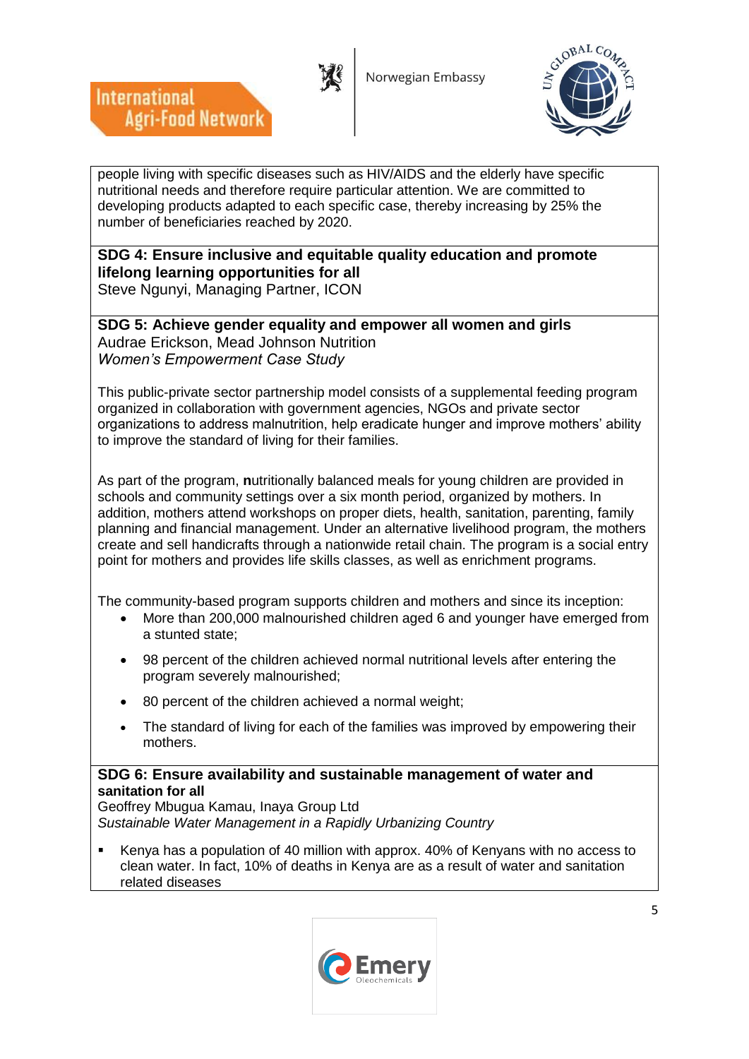people living with specific diseases such as HIV/AIDS and the elderly have specific nutritional needs and therefore require particular attention. We are committed to developing products adapted to each specific case, thereby increasing by 25% the number of beneficiaries reached by 2020.

**SDG 4: Ensure inclusive and equitable quality education and promote lifelong learning opportunities for all**
Steve Ngunyi, Managing Partner, ICON

**SDG 5: Achieve gender equality and empower all women and girls**
Audrae Erickson, Mead Johnson Nutrition
*Women's Empowerment Case Study*

This public-private sector partnership model consists of a supplemental feeding program organized in collaboration with government agencies, NGOs and private sector organizations to address malnutrition, help eradicate hunger and improve mothers' ability to improve the standard of living for their families.

As part of the program, **n**utritionally balanced meals for young children are provided in schools and community settings over a six month period, organized by mothers. In addition, mothers attend workshops on proper diets, health, sanitation, parenting, family planning and financial management. Under an alternative livelihood program, the mothers create and sell handicrafts through a nationwide retail chain. The program is a social entry point for mothers and provides life skills classes, as well as enrichment programs.

The community-based program supports children and mothers and since its inception:

- More than 200,000 malnourished children aged 6 and younger have emerged from a stunted state;
- 98 percent of the children achieved normal nutritional levels after entering the program severely malnourished;
- 80 percent of the children achieved a normal weight;
- The standard of living for each of the families was improved by empowering their mothers.

**SDG 6: Ensure availability and sustainable management of water and sanitation for all**
Geoffrey Mbugua Kamau, Inaya Group Ltd
*Sustainable Water Management in a Rapidly Urbanizing Country*

- Kenya has a population of 40 million with approx. 40% of Kenyans with no access to clean water. In fact, 10% of deaths in Kenya are as a result of water and sanitation related diseases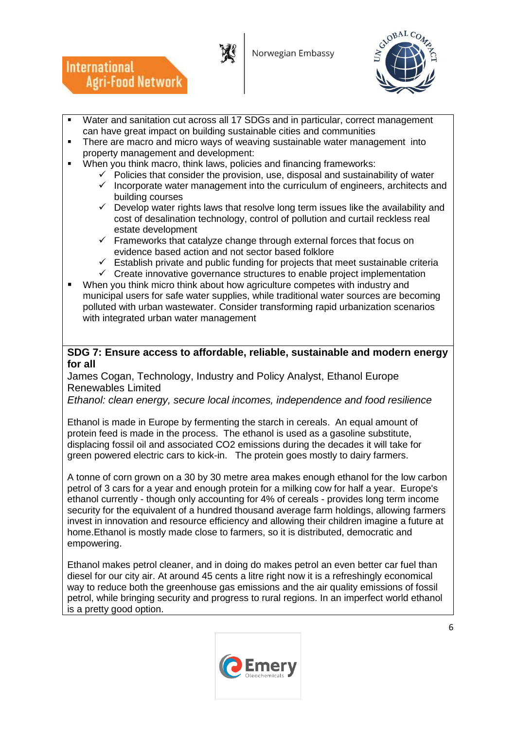- Water and sanitation cut across all 17 SDGs and in particular, correct management can have great impact on building sustainable cities and communities
- There are macro and micro ways of weaving sustainable water management into property management and development:
- When you think macro, think laws, policies and financing frameworks:
  - ✓ Policies that consider the provision, use, disposal and sustainability of water
  - ✓ Incorporate water management into the curriculum of engineers, architects and building courses
  - ✓ Develop water rights laws that resolve long term issues like the availability and cost of desalination technology, control of pollution and curtail reckless real estate development
  - ✓ Frameworks that catalyze change through external forces that focus on evidence based action and not sector based folklore
  - ✓ Establish private and public funding for projects that meet sustainable criteria
  - ✓ Create innovative governance structures to enable project implementation
- When you think micro think about how agriculture competes with industry and municipal users for safe water supplies, while traditional water sources are becoming polluted with urban wastewater. Consider transforming rapid urbanization scenarios with integrated urban water management

**SDG 7: Ensure access to affordable, reliable, sustainable and modern energy for all**

James Cogan, Technology, Industry and Policy Analyst, Ethanol Europe Renewables Limited

*Ethanol: clean energy, secure local incomes, independence and food resilience*

Ethanol is made in Europe by fermenting the starch in cereals. An equal amount of protein feed is made in the process. The ethanol is used as a gasoline substitute, displacing fossil oil and associated $CO_2$ emissions during the decades it will take for green powered electric cars to kick-in. The protein goes mostly to dairy farmers.

A tonne of corn grown on a 30 by 30 metre area makes enough ethanol for the low carbon petrol of 3 cars for a year and enough protein for a milking cow for half a year. Europe's ethanol currently - though only accounting for 4% of cereals - provides long term income security for the equivalent of a hundred thousand average farm holdings, allowing farmers invest in innovation and resource efficiency and allowing their children imagine a future at home.Ethanol is mostly made close to farmers, so it is distributed, democratic and empowering.

Ethanol makes petrol cleaner, and in doing do makes petrol an even better car fuel than diesel for our city air. At around 45 cents a litre right now it is a refreshingly economical way to reduce both the greenhouse gas emissions and the air quality emissions of fossil petrol, while bringing security and progress to rural regions. In an imperfect world ethanol is a pretty good option.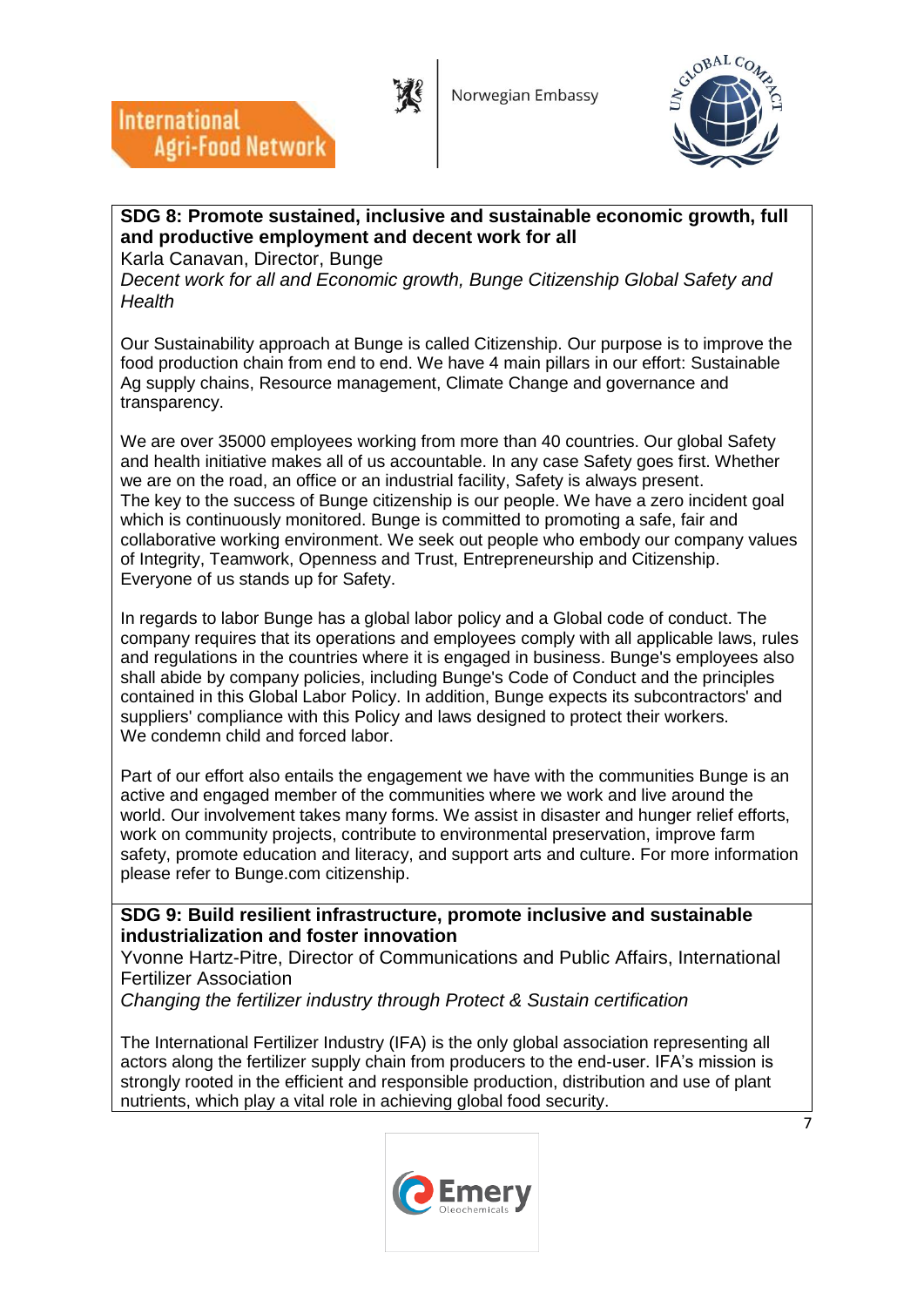**SDG 8: Promote sustained, inclusive and sustainable economic growth, full and productive employment and decent work for all**

Karla Canavan, Director, Bunge

*Decent work for all and Economic growth, Bunge Citizenship Global Safety and Health*

Our Sustainability approach at Bunge is called Citizenship. Our purpose is to improve the food production chain from end to end. We have 4 main pillars in our effort: Sustainable Ag supply chains, Resource management, Climate Change and governance and transparency.

We are over 35000 employees working from more than 40 countries. Our global Safety and health initiative makes all of us accountable. In any case Safety goes first. Whether we are on the road, an office or an industrial facility, Safety is always present.
The key to the success of Bunge citizenship is our people. We have a zero incident goal which is continuously monitored. Bunge is committed to promoting a safe, fair and collaborative working environment. We seek out people who embody our company values of Integrity, Teamwork, Openness and Trust, Entrepreneurship and Citizenship. Everyone of us stands up for Safety.

In regards to labor Bunge has a global labor policy and a Global code of conduct. The company requires that its operations and employees comply with all applicable laws, rules and regulations in the countries where it is engaged in business. Bunge's employees also shall abide by company policies, including Bunge's Code of Conduct and the principles contained in this Global Labor Policy. In addition, Bunge expects its subcontractors' and suppliers' compliance with this Policy and laws designed to protect their workers.
We condemn child and forced labor.

Part of our effort also entails the engagement we have with the communities Bunge is an active and engaged member of the communities where we work and live around the world. Our involvement takes many forms. We assist in disaster and hunger relief efforts, work on community projects, contribute to environmental preservation, improve farm safety, promote education and literacy, and support arts and culture. For more information please refer to Bunge.com citizenship.

**SDG 9: Build resilient infrastructure, promote inclusive and sustainable industrialization and foster innovation**

Yvonne Hartz-Pitre, Director of Communications and Public Affairs, International Fertilizer Association

*Changing the fertilizer industry through Protect & Sustain certification*

The International Fertilizer Industry (IFA) is the only global association representing all actors along the fertilizer supply chain from producers to the end-user. IFA's mission is strongly rooted in the efficient and responsible production, distribution and use of plant nutrients, which play a vital role in achieving global food security.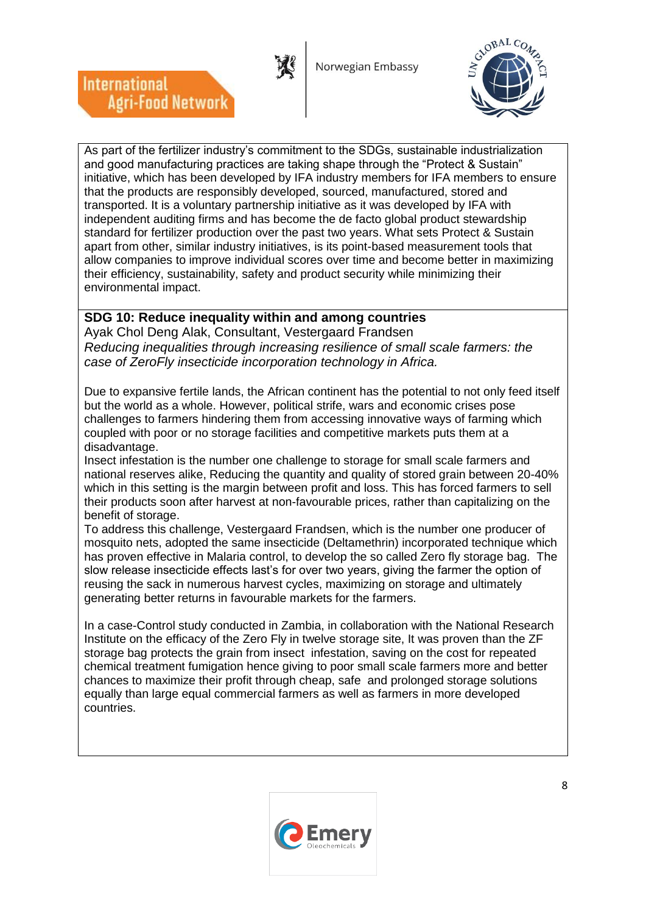As part of the fertilizer industry's commitment to the SDGs, sustainable industrialization and good manufacturing practices are taking shape through the "Protect & Sustain" initiative, which has been developed by IFA industry members for IFA members to ensure that the products are responsibly developed, sourced, manufactured, stored and transported. It is a voluntary partnership initiative as it was developed by IFA with independent auditing firms and has become the de facto global product stewardship standard for fertilizer production over the past two years. What sets Protect & Sustain apart from other, similar industry initiatives, is its point-based measurement tools that allow companies to improve individual scores over time and become better in maximizing their efficiency, sustainability, safety and product security while minimizing their environmental impact.

**SDG 10: Reduce inequality within and among countries**

Ayak Chol Deng Alak, Consultant, Vestergaard Frandsen

*Reducing inequalities through increasing resilience of small scale farmers: the case of ZeroFly insecticide incorporation technology in Africa.*

Due to expansive fertile lands, the African continent has the potential to not only feed itself but the world as a whole. However, political strife, wars and economic crises pose challenges to farmers hindering them from accessing innovative ways of farming which coupled with poor or no storage facilities and competitive markets puts them at a disadvantage.

Insect infestation is the number one challenge to storage for small scale farmers and national reserves alike, Reducing the quantity and quality of stored grain between 20-40% which in this setting is the margin between profit and loss. This has forced farmers to sell their products soon after harvest at non-favourable prices, rather than capitalizing on the benefit of storage.

To address this challenge, Vestergaard Frandsen, which is the number one producer of mosquito nets, adopted the same insecticide (Deltamethrin) incorporated technique which has proven effective in Malaria control, to develop the so called Zero fly storage bag. The slow release insecticide effects last's for over two years, giving the farmer the option of reusing the sack in numerous harvest cycles, maximizing on storage and ultimately generating better returns in favourable markets for the farmers.

In a case-Control study conducted in Zambia, in collaboration with the National Research Institute on the efficacy of the Zero Fly in twelve storage site, It was proven than the ZF storage bag protects the grain from insect infestation, saving on the cost for repeated chemical treatment fumigation hence giving to poor small scale farmers more and better chances to maximize their profit through cheap, safe and prolonged storage solutions equally than large equal commercial farmers as well as farmers in more developed countries.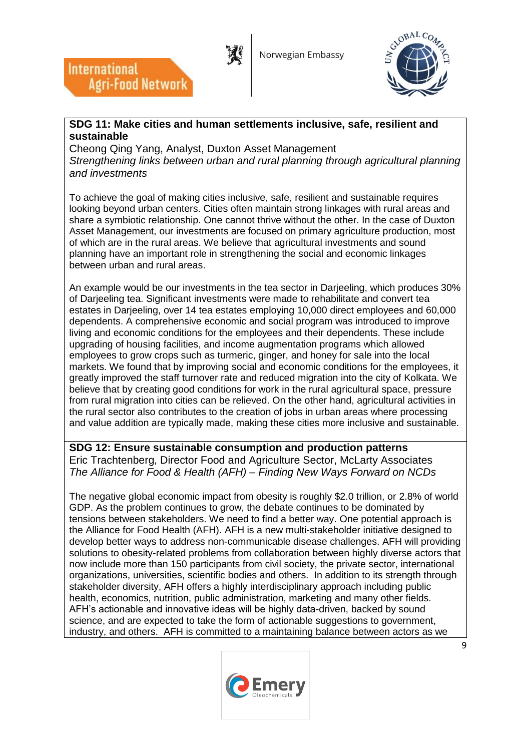**SDG 11: Make cities and human settlements inclusive, safe, resilient and sustainable**

Cheong Qing Yang, Analyst, Duxton Asset Management

*Strengthening links between urban and rural planning through agricultural planning and investments*

To achieve the goal of making cities inclusive, safe, resilient and sustainable requires looking beyond urban centers. Cities often maintain strong linkages with rural areas and share a symbiotic relationship. One cannot thrive without the other. In the case of Duxton Asset Management, our investments are focused on primary agriculture production, most of which are in the rural areas. We believe that agricultural investments and sound planning have an important role in strengthening the social and economic linkages between urban and rural areas.

An example would be our investments in the tea sector in Darjeeling, which produces 30% of Darjeeling tea. Significant investments were made to rehabilitate and convert tea estates in Darjeeling, over 14 tea estates employing 10,000 direct employees and 60,000 dependents. A comprehensive economic and social program was introduced to improve living and economic conditions for the employees and their dependents. These include upgrading of housing facilities, and income augmentation programs which allowed employees to grow crops such as turmeric, ginger, and honey for sale into the local markets. We found that by improving social and economic conditions for the employees, it greatly improved the staff turnover rate and reduced migration into the city of Kolkata. We believe that by creating good conditions for work in the rural agricultural space, pressure from rural migration into cities can be relieved. On the other hand, agricultural activities in the rural sector also contributes to the creation of jobs in urban areas where processing and value addition are typically made, making these cities more inclusive and sustainable.

**SDG 12: Ensure sustainable consumption and production patterns**

Eric Trachtenberg, Director Food and Agriculture Sector, McLarty Associates

*The Alliance for Food & Health (AFH) – Finding New Ways Forward on NCDs*

The negative global economic impact from obesity is roughly $2.0 trillion, or 2.8% of world GDP. As the problem continues to grow, the debate continues to be dominated by tensions between stakeholders. We need to find a better way. One potential approach is the Alliance for Food Health (AFH). AFH is a new multi-stakeholder initiative designed to develop better ways to address non-communicable disease challenges. AFH will providing solutions to obesity-related problems from collaboration between highly diverse actors that now include more than 150 participants from civil society, the private sector, international organizations, universities, scientific bodies and others. In addition to its strength through stakeholder diversity, AFH offers a highly interdisciplinary approach including public health, economics, nutrition, public administration, marketing and many other fields. AFH's actionable and innovative ideas will be highly data-driven, backed by sound science, and are expected to take the form of actionable suggestions to government, industry, and others. AFH is committed to a maintaining balance between actors as we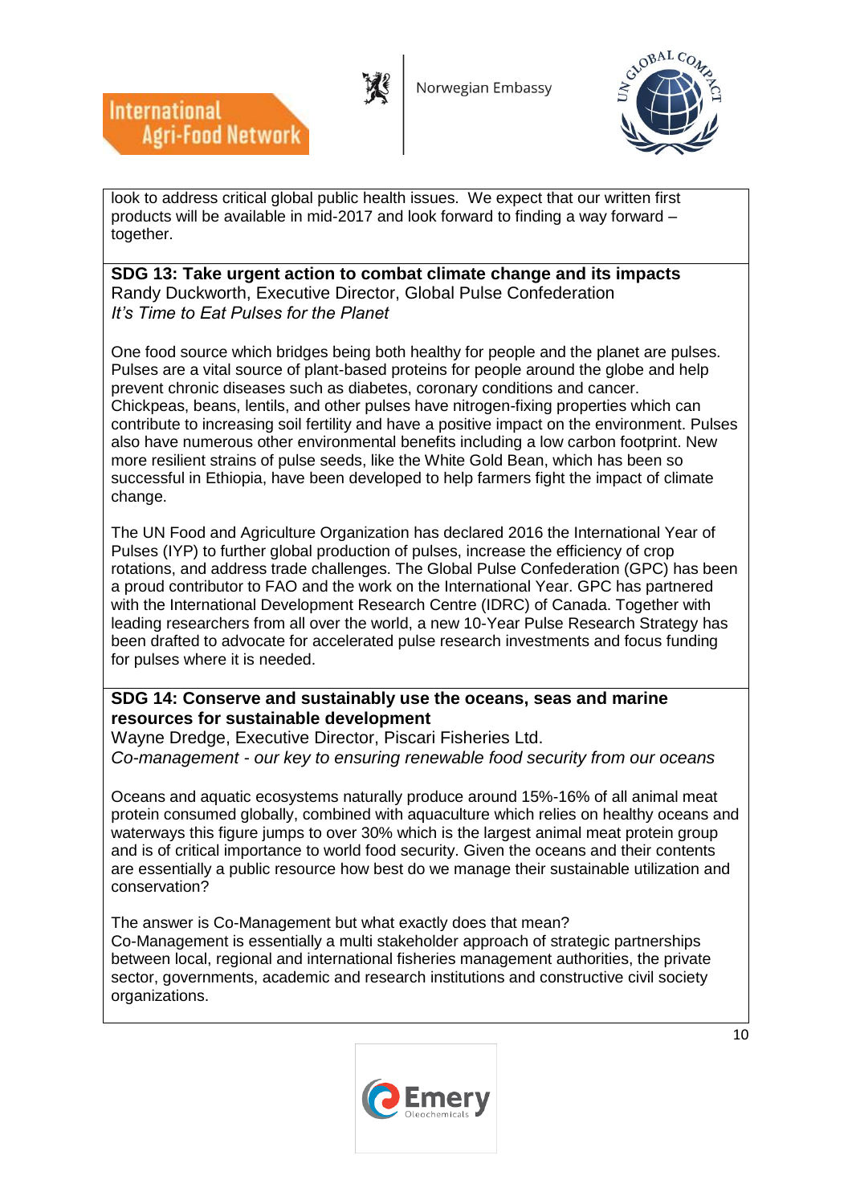look to address critical global public health issues. We expect that our written first products will be available in mid-2017 and look forward to finding a way forward – together.

**SDG 13: Take urgent action to combat climate change and its impacts**
Randy Duckworth, Executive Director, Global Pulse Confederation
*It's Time to Eat Pulses for the Planet*

One food source which bridges being both healthy for people and the planet are pulses. Pulses are a vital source of plant-based proteins for people around the globe and help prevent chronic diseases such as diabetes, coronary conditions and cancer. Chickpeas, beans, lentils, and other pulses have nitrogen-fixing properties which can contribute to increasing soil fertility and have a positive impact on the environment. Pulses also have numerous other environmental benefits including a low carbon footprint. New more resilient strains of pulse seeds, like the White Gold Bean, which has been so successful in Ethiopia, have been developed to help farmers fight the impact of climate change.

The UN Food and Agriculture Organization has declared 2016 the International Year of Pulses (IYP) to further global production of pulses, increase the efficiency of crop rotations, and address trade challenges. The Global Pulse Confederation (GPC) has been a proud contributor to FAO and the work on the International Year. GPC has partnered with the International Development Research Centre (IDRC) of Canada. Together with leading researchers from all over the world, a new 10-Year Pulse Research Strategy has been drafted to advocate for accelerated pulse research investments and focus funding for pulses where it is needed.

**SDG 14: Conserve and sustainably use the oceans, seas and marine resources for sustainable development**
Wayne Dredge, Executive Director, Piscari Fisheries Ltd.
*Co-management - our key to ensuring renewable food security from our oceans*

Oceans and aquatic ecosystems naturally produce around 15%-16% of all animal meat protein consumed globally, combined with aquaculture which relies on healthy oceans and waterways this figure jumps to over 30% which is the largest animal meat protein group and is of critical importance to world food security. Given the oceans and their contents are essentially a public resource how best do we manage their sustainable utilization and conservation?

The answer is Co-Management but what exactly does that mean?
Co-Management is essentially a multi stakeholder approach of strategic partnerships between local, regional and international fisheries management authorities, the private sector, governments, academic and research institutions and constructive civil society organizations.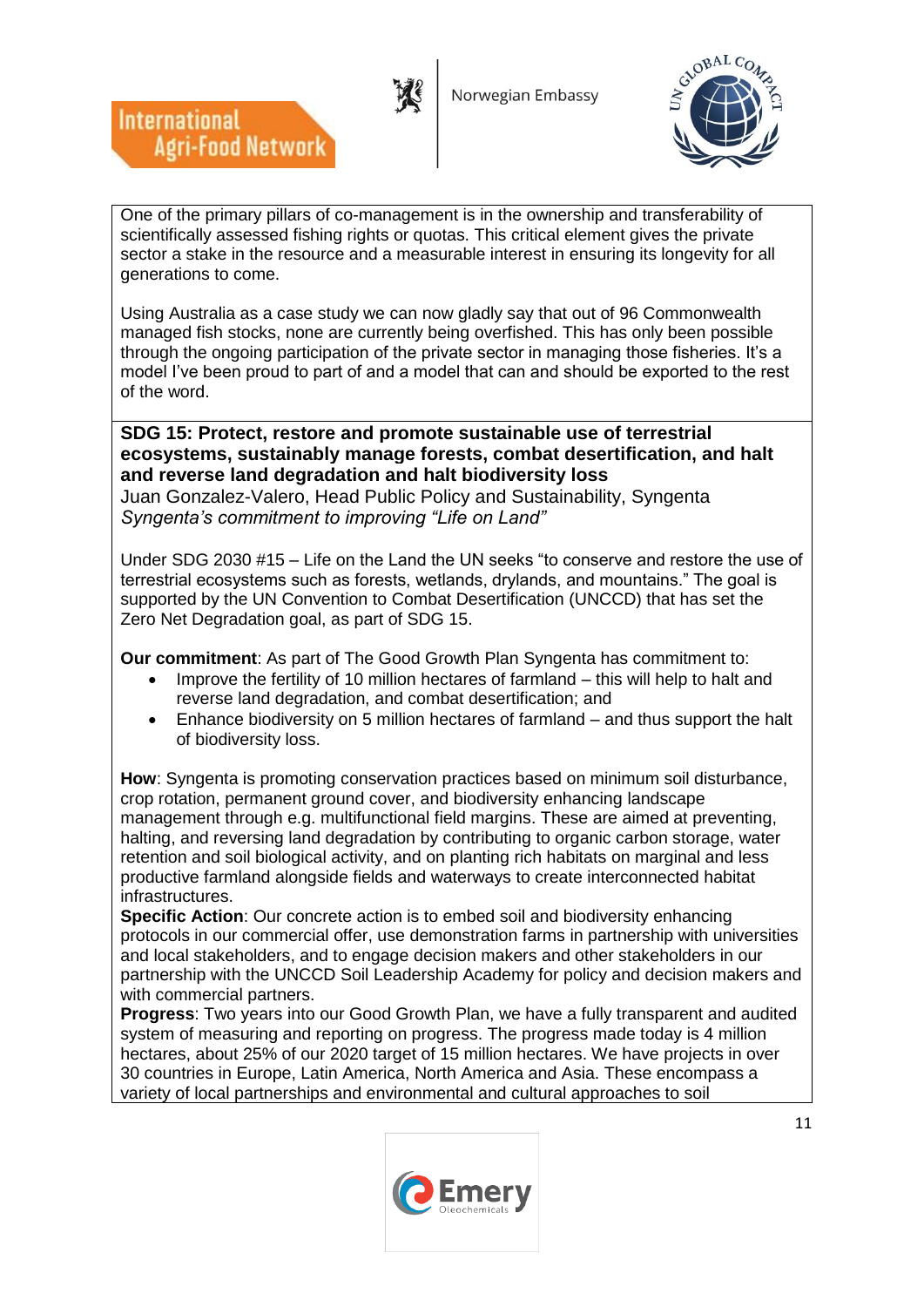One of the primary pillars of co-management is in the ownership and transferability of scientifically assessed fishing rights or quotas. This critical element gives the private sector a stake in the resource and a measurable interest in ensuring its longevity for all generations to come.

Using Australia as a case study we can now gladly say that out of 96 Commonwealth managed fish stocks, none are currently being overfished. This has only been possible through the ongoing participation of the private sector in managing those fisheries. It's a model I've been proud to part of and a model that can and should be exported to the rest of the word.

**SDG 15: Protect, restore and promote sustainable use of terrestrial ecosystems, sustainably manage forests, combat desertification, and halt and reverse land degradation and halt biodiversity loss**

Juan Gonzalez-Valero, Head Public Policy and Sustainability, Syngenta

*Syngenta's commitment to improving "Life on Land"*

Under SDG 2030 #15 – Life on the Land the UN seeks "to conserve and restore the use of terrestrial ecosystems such as forests, wetlands, drylands, and mountains." The goal is supported by the UN Convention to Combat Desertification (UNCCD) that has set the Zero Net Degradation goal, as part of SDG 15.

**Our commitment**: As part of The Good Growth Plan Syngenta has commitment to:

- Improve the fertility of 10 million hectares of farmland – this will help to halt and reverse land degradation, and combat desertification; and
- Enhance biodiversity on 5 million hectares of farmland – and thus support the halt of biodiversity loss.

**How**: Syngenta is promoting conservation practices based on minimum soil disturbance, crop rotation, permanent ground cover, and biodiversity enhancing landscape management through e.g. multifunctional field margins. These are aimed at preventing, halting, and reversing land degradation by contributing to organic carbon storage, water retention and soil biological activity, and on planting rich habitats on marginal and less productive farmland alongside fields and waterways to create interconnected habitat infrastructures.

**Specific Action**: Our concrete action is to embed soil and biodiversity enhancing protocols in our commercial offer, use demonstration farms in partnership with universities and local stakeholders, and to engage decision makers and other stakeholders in our partnership with the UNCCD Soil Leadership Academy for policy and decision makers and with commercial partners.

**Progress**: Two years into our Good Growth Plan, we have a fully transparent and audited system of measuring and reporting on progress. The progress made today is 4 million hectares, about 25% of our 2020 target of 15 million hectares. We have projects in over 30 countries in Europe, Latin America, North America and Asia. These encompass a variety of local partnerships and environmental and cultural approaches to soil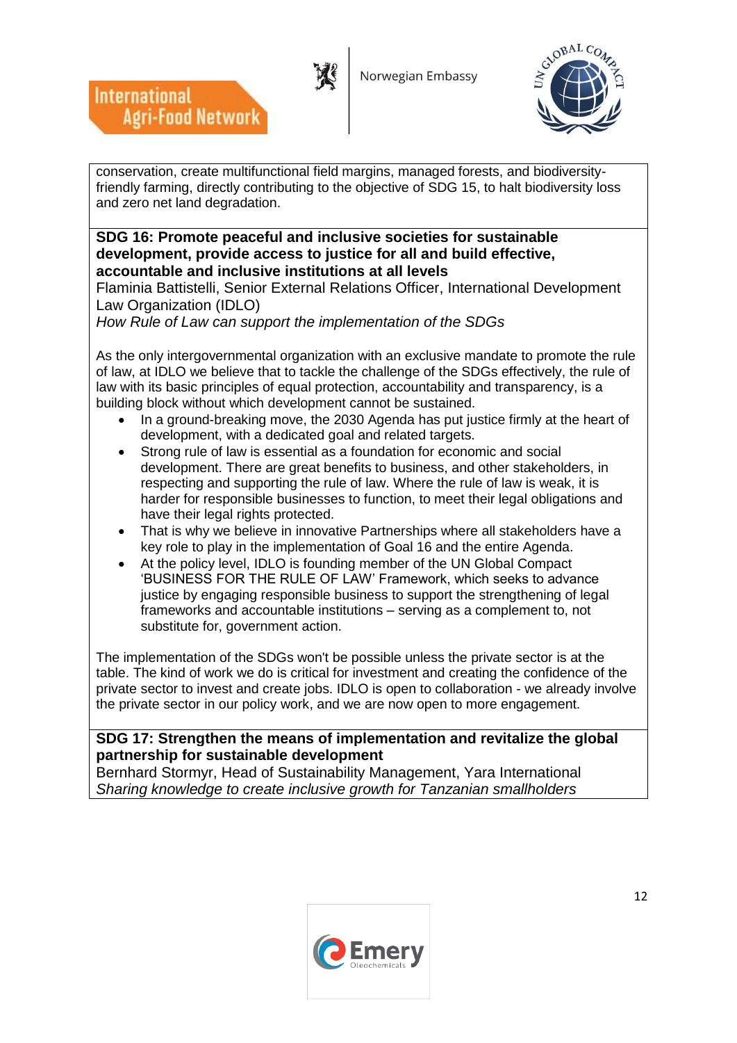conservation, create multifunctional field margins, managed forests, and biodiversity-friendly farming, directly contributing to the objective of SDG 15, to halt biodiversity loss and zero net land degradation.

**SDG 16: Promote peaceful and inclusive societies for sustainable development, provide access to justice for all and build effective, accountable and inclusive institutions at all levels**

Flaminia Battistelli, Senior External Relations Officer, International Development Law Organization (IDLO)

*How Rule of Law can support the implementation of the SDGs*

As the only intergovernmental organization with an exclusive mandate to promote the rule of law, at IDLO we believe that to tackle the challenge of the SDGs effectively, the rule of law with its basic principles of equal protection, accountability and transparency, is a building block without which development cannot be sustained.

- In a ground-breaking move, the 2030 Agenda has put justice firmly at the heart of development, with a dedicated goal and related targets.
- Strong rule of law is essential as a foundation for economic and social development. There are great benefits to business, and other stakeholders, in respecting and supporting the rule of law. Where the rule of law is weak, it is harder for responsible businesses to function, to meet their legal obligations and have their legal rights protected.
- That is why we believe in innovative Partnerships where all stakeholders have a key role to play in the implementation of Goal 16 and the entire Agenda.
- At the policy level, IDLO is founding member of the UN Global Compact 'BUSINESS FOR THE RULE OF LAW' Framework, which seeks to advance justice by engaging responsible business to support the strengthening of legal frameworks and accountable institutions – serving as a complement to, not substitute for, government action.

The implementation of the SDGs won't be possible unless the private sector is at the table. The kind of work we do is critical for investment and creating the confidence of the private sector to invest and create jobs. IDLO is open to collaboration - we already involve the private sector in our policy work, and we are now open to more engagement.

**SDG 17: Strengthen the means of implementation and revitalize the global partnership for sustainable development**

Bernhard Stormyr, Head of Sustainability Management, Yara International

*Sharing knowledge to create inclusive growth for Tanzanian smallholders*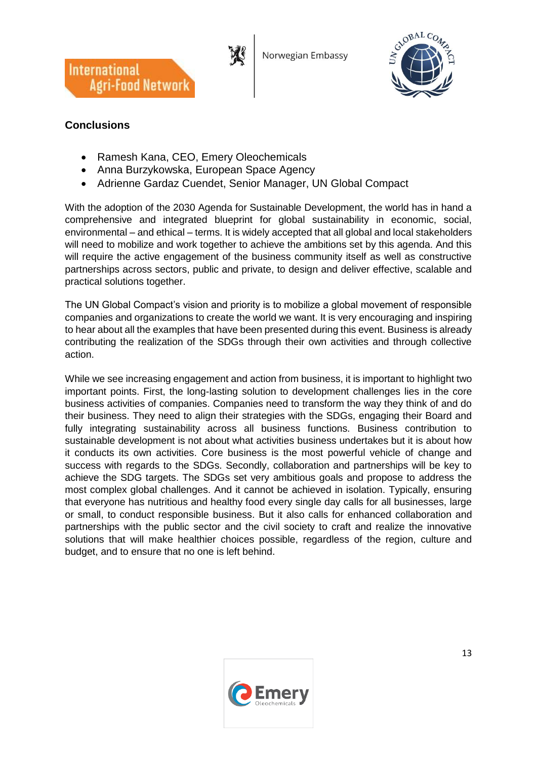## Conclusions

- Ramesh Kana, CEO, Emery Oleochemicals
- Anna Burzykowska, European Space Agency
- Adrienne Gardaz Cuendet, Senior Manager, UN Global Compact

With the adoption of the 2030 Agenda for Sustainable Development, the world has in hand a comprehensive and integrated blueprint for global sustainability in economic, social, environmental – and ethical – terms. It is widely accepted that all global and local stakeholders will need to mobilize and work together to achieve the ambitions set by this agenda. And this will require the active engagement of the business community itself as well as constructive partnerships across sectors, public and private, to design and deliver effective, scalable and practical solutions together.

The UN Global Compact's vision and priority is to mobilize a global movement of responsible companies and organizations to create the world we want. It is very encouraging and inspiring to hear about all the examples that have been presented during this event. Business is already contributing the realization of the SDGs through their own activities and through collective action.

While we see increasing engagement and action from business, it is important to highlight two important points. First, the long-lasting solution to development challenges lies in the core business activities of companies. Companies need to transform the way they think of and do their business. They need to align their strategies with the SDGs, engaging their Board and fully integrating sustainability across all business functions. Business contribution to sustainable development is not about what activities business undertakes but it is about how it conducts its own activities. Core business is the most powerful vehicle of change and success with regards to the SDGs. Secondly, collaboration and partnerships will be key to achieve the SDG targets. The SDGs set very ambitious goals and propose to address the most complex global challenges. And it cannot be achieved in isolation. Typically, ensuring that everyone has nutritious and healthy food every single day calls for all businesses, large or small, to conduct responsible business. But it also calls for enhanced collaboration and partnerships with the public sector and the civil society to craft and realize the innovative solutions that will make healthier choices possible, regardless of the region, culture and budget, and to ensure that no one is left behind.